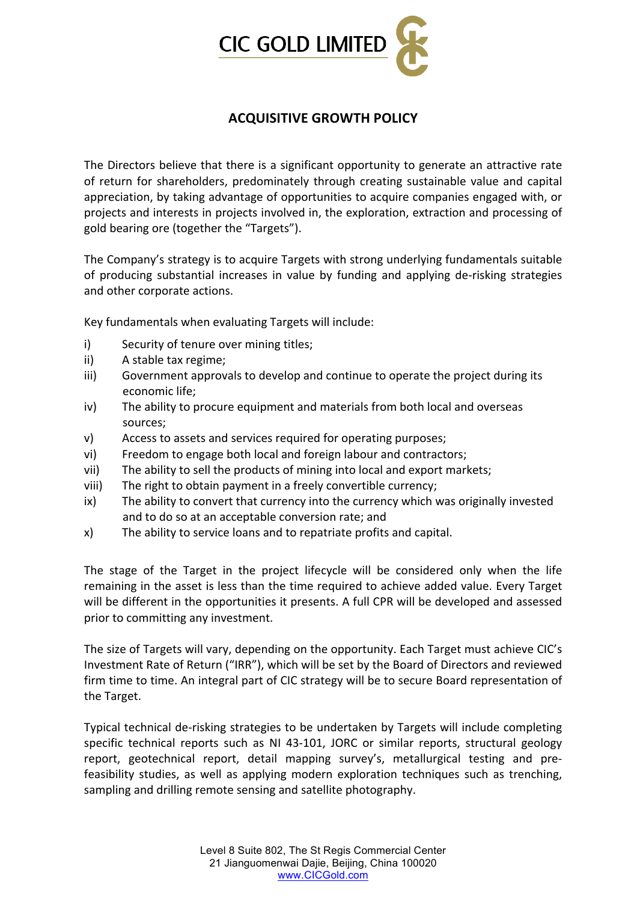# CIC GOLD LIMITED

## ACQUISITIVE GROWTH POLICY

The Directors believe that there is a significant opportunity to generate an attractive rate of return for shareholders, predominately through creating sustainable value and capital appreciation, by taking advantage of opportunities to acquire companies engaged with, or projects and interests in projects involved in, the exploration, extraction and processing of gold bearing ore (together the "Targets").

The Company's strategy is to acquire Targets with strong underlying fundamentals suitable of producing substantial increases in value by funding and applying de-risking strategies and other corporate actions.

Key fundamentals when evaluating Targets will include:

i) Security of tenure over mining titles;
ii) A stable tax regime;
iii) Government approvals to develop and continue to operate the project during its economic life;
iv) The ability to procure equipment and materials from both local and overseas sources;
v) Access to assets and services required for operating purposes;
vi) Freedom to engage both local and foreign labour and contractors;
vii) The ability to sell the products of mining into local and export markets;
viii) The right to obtain payment in a freely convertible currency;
ix) The ability to convert that currency into the currency which was originally invested and to do so at an acceptable conversion rate; and
x) The ability to service loans and to repatriate profits and capital.

The stage of the Target in the project lifecycle will be considered only when the life remaining in the asset is less than the time required to achieve added value. Every Target will be different in the opportunities it presents. A full CPR will be developed and assessed prior to committing any investment.

The size of Targets will vary, depending on the opportunity. Each Target must achieve CIC's Investment Rate of Return ("IRR"), which will be set by the Board of Directors and reviewed firm time to time. An integral part of CIC strategy will be to secure Board representation of the Target.

Typical technical de-risking strategies to be undertaken by Targets will include completing specific technical reports such as NI 43-101, JORC or similar reports, structural geology report, geotechnical report, detail mapping survey's, metallurgical testing and pre-feasibility studies, as well as applying modern exploration techniques such as trenching, sampling and drilling remote sensing and satellite photography.

Level 8 Suite 802, The St Regis Commercial Center
21 Jianguomenwai Dajie, Beijing, China 100020
www.CICGold.com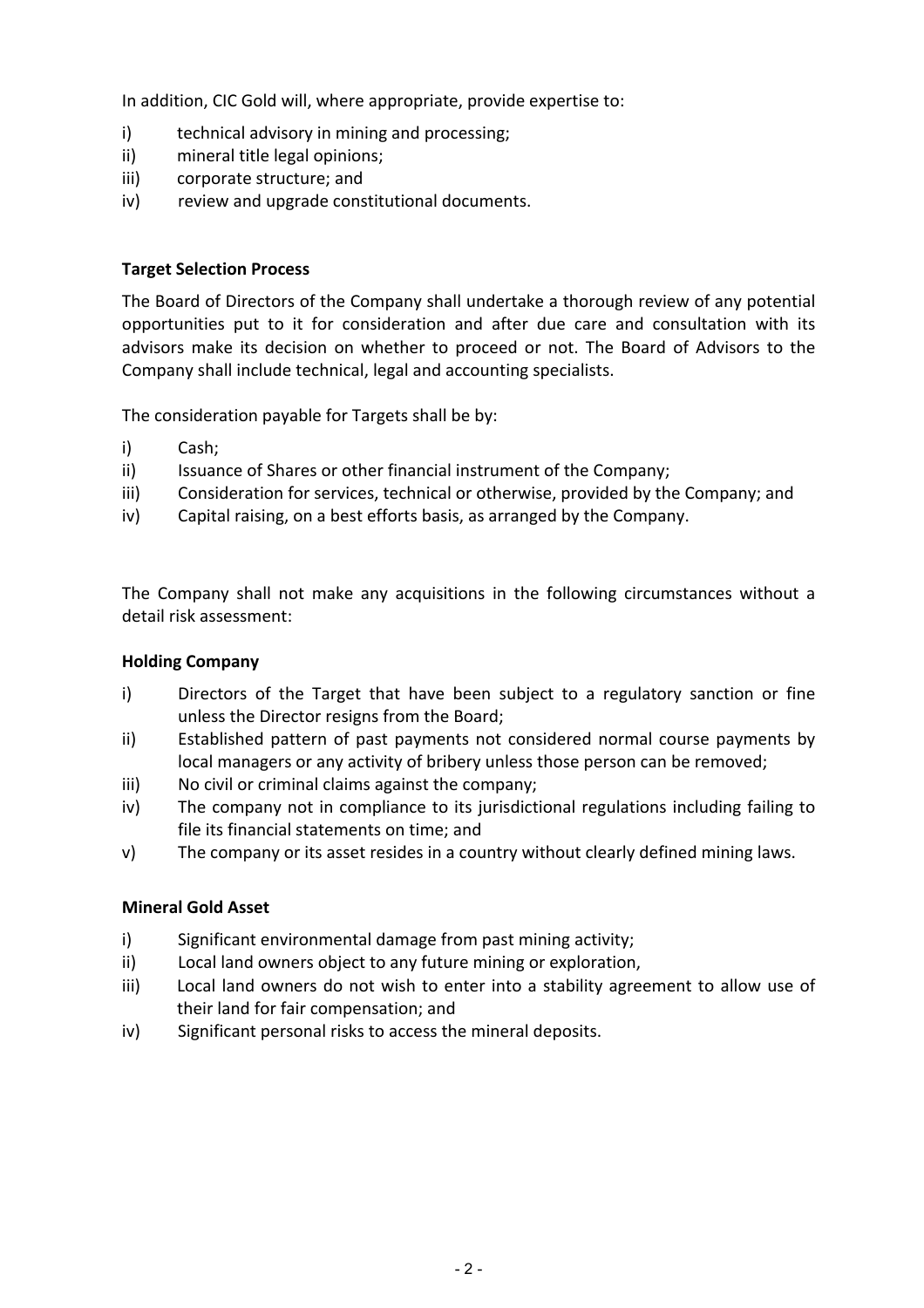In addition, CIC Gold will, where appropriate, provide expertise to:

i) technical advisory in mining and processing;
ii) mineral title legal opinions;
iii) corporate structure; and
iv) review and upgrade constitutional documents.

**Target Selection Process**

The Board of Directors of the Company shall undertake a thorough review of any potential opportunities put to it for consideration and after due care and consultation with its advisors make its decision on whether to proceed or not. The Board of Advisors to the Company shall include technical, legal and accounting specialists.

The consideration payable for Targets shall be by:

i) Cash;
ii) Issuance of Shares or other financial instrument of the Company;
iii) Consideration for services, technical or otherwise, provided by the Company; and
iv) Capital raising, on a best efforts basis, as arranged by the Company.

The Company shall not make any acquisitions in the following circumstances without a detail risk assessment:

**Holding Company**

i) Directors of the Target that have been subject to a regulatory sanction or fine unless the Director resigns from the Board;
ii) Established pattern of past payments not considered normal course payments by local managers or any activity of bribery unless those person can be removed;
iii) No civil or criminal claims against the company;
iv) The company not in compliance to its jurisdictional regulations including failing to file its financial statements on time; and
v) The company or its asset resides in a country without clearly defined mining laws.

**Mineral Gold Asset**

i) Significant environmental damage from past mining activity;
ii) Local land owners object to any future mining or exploration,
iii) Local land owners do not wish to enter into a stability agreement to allow use of their land for fair compensation; and
iv) Significant personal risks to access the mineral deposits.